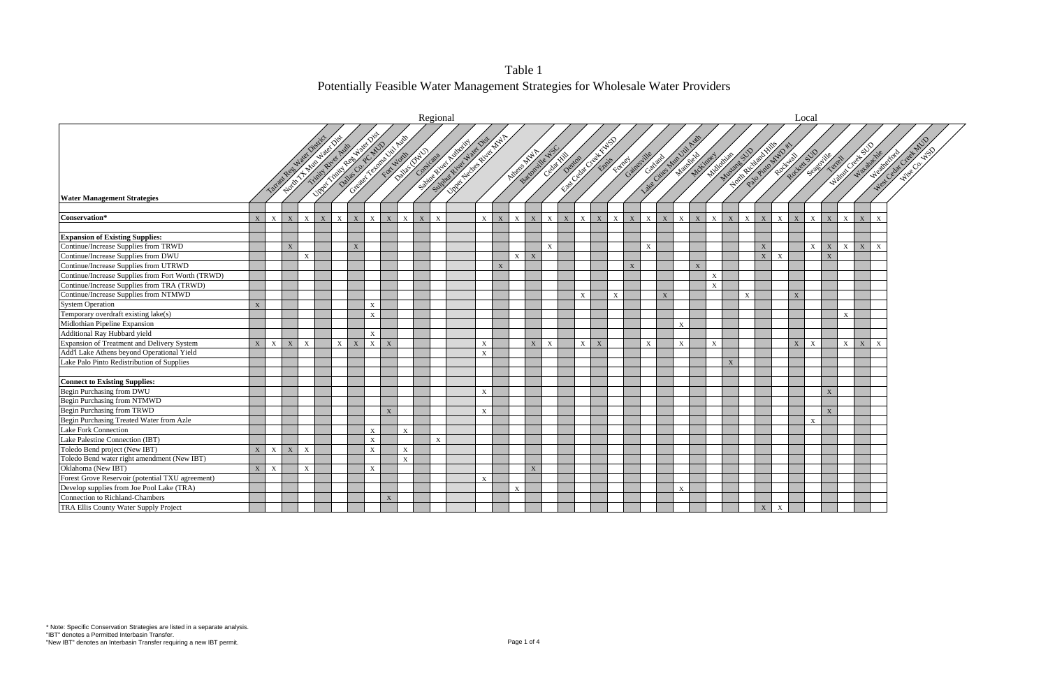# Table 1
## Potentially Feasible Water Management Strategies for Wholesale Water Providers

| | Regional | | | | | | | | | | | | Local | | | | | | | | | | | | | | | | | | | | | | | | |
|---|---|---|---|---|---|---|---|---|---|---|---|---|---|---|---|---|---|---|---|---|---|---|---|---|---|---|---|---|---|---|---|---|---|---|---|---|---|
| **Water Management Strategies** | Tarrant Reg Water District | North TX Mun Water Dist | Trinity River Auth | Upper Trinity Reg Water Dist | Dallas Co. PC MUD | Greater Texoma Util Auth | Fort Worth | Dallas (DWU) | Corsicana | Sabine River Authority | Sulphur River Water Dist | Upper Neches River MWA | Athens MWA | Bartonville WSC | Cedar Hill | Denton | East Cedar Creek FWSD | Ennis | Forney | Gainesville | Garland | Lake Cities Mun Util Auth | Mansfield | McKinney | Midlothian | Mustang SUD | North Richland Hills | Palo Pinto MWD #1 | Rockwall | Rockett SUD | Seagoville | Terrell | Walnut Creek SUD | Waxahachie | Weatherford | West Cedar Creek MUD | Wise Co. WSD |
| **Conservation*** | X | X | X | X | X | X | X | X | X | X | X | X | X | X | X | X | X | X | X | X | X | X | X | X | X | X | X | X | X | X | X | X | X | X | X | X | X |
| **Expansion of Existing Supplies:** | | | | | | | | | | | | | | | | | | | | | | | | | | | | | | | | | | | | | |
| Continue/Increase Supplies from TRWD | | | X | | | | X | | | | | | | | | | X | | | | | | X | | | | | | | X | | | X | X | X | X | X |
| Continue/Increase Supplies from DWU | | | | X | | | | | | | | | | | X | X | | | | | | | | | | | | | | X | X | | | X | | | |
| Continue/Increase Supplies from UTRWD | | | | | | | | | | | | | | X | | | | | | | | X | | | | X | | | | | | | | | | | |
| Continue/Increase Supplies from Fort Worth (TRWD) | | | | | | | | | | | | | | | | | | | | | | | | | | | X | | | | | | | | | | |
| Continue/Increase Supplies from TRA (TRWD) | | | | | | | | | | | | | | | | | | | | | | | | | | | X | | | | | | | | | | |
| Continue/Increase Supplies from NTMWD | | | | | | | | | | | | | | | | | | | X | | X | | | X | | | | | X | | | X | | | | | |
| System Operation | X | | | | | | | X | | | | | | | | | | | | | | | | | | | | | | | | | | | | | |
| Temporary overdraft existing lake(s) | | | | | | | | X | | | | | | | | | | | | | | | | | | | | | | | | | | | X | | |
| Midlothian Pipeline Expansion | | | | | | | | | | | | | | | | | | | | | | | | | X | | | | | | | | | | | | |
| Additional Ray Hubbard yield | | | | | | | | X | | | | | | | | | | | | | | | | | | | | | | | | | | | | | |
| Expansion of Treatment and Delivery System | X | X | X | X | | X | X | X | X | | | | X | | | X | X | | X | X | | | X | | X | | X | | | | | X | X | | X | X | X |
| Add'l Lake Athens beyond Operational Yield | | | | | | | | | | | | | X | | | | | | | | | | | | | | | | | | | | | | | | |
| Lake Palo Pinto Redistribution of Supplies | | | | | | | | | | | | | | | | | | | | | | | | | | | | X | | | | | | | | | |
| **Connect to Existing Supplies:** | | | | | | | | | | | | | | | | | | | | | | | | | | | | | | | | | | | | | |
| Begin Purchasing from DWU | | | | | | | | | | | | | X | | | | | | | | | | | | | | | | | | | | | X | | | |
| Begin Purchasing from NTMWD | | | | | | | | | | | | | | | | | | | | | | | | | | | | | | | | | | | | | |
| Begin Purchasing from TRWD | | | | | | | | | X | | | | X | | | | | | | | | | | | | | | | | | | | | X | | | |
| Begin Purchasing Treated Water from Azle | | | | | | | | | | | | | | | | | | | | | | | | | | | | | | | | | X | | | | |
| Lake Fork Connection | | | | | | | | X | | X | | | | | | | | | | | | | | | | | | | | | | | | | | | |
| Lake Palestine Connection (IBT) | | | | | | | | X | | | | X | | | | | | | | | | | | | | | | | | | | | | | | | |
| Toledo Bend project (New IBT) | X | X | X | X | | | | X | | X | | | | | | | | | | | | | | | | | | | | | | | | | | | |
| Toledo Bend water right amendment (New IBT) | | | | | | | | | | X | | | | | | | | | | | | | | | | | | | | | | | | | | | |
| Oklahoma (New IBT) | X | X | | X | | | | X | | | | | | | | X | | | | | | | | | | | | | | | | | | | | | |
| Forest Grove Reservoir (potential TXU agreement) | | | | | | | | | | | | | X | | | | | | | | | | | | | | | | | | | | | | | | |
| Develop supplies from Joe Pool Lake (TRA) | | | | | | | | | | | | | | | X | | | | | | | | | | X | | | | | | | | | | | | |
| Connection to Richland-Chambers | | | | | | | | | X | | | | | | | | | | | | | | | | | | | | | | | | | | | | |
| TRA Ellis County Water Supply Project | | | | | | | | | | | | | | | | | | | | | | | | | | | | | | X | X | | | | | | |

\* Note: Specific Conservation Strategies are listed in a separate analysis.
"IBT" denotes a Permitted Interbasin Transfer.
"New IBT" denotes an Interbasin Transfer requiring a new IBT permit.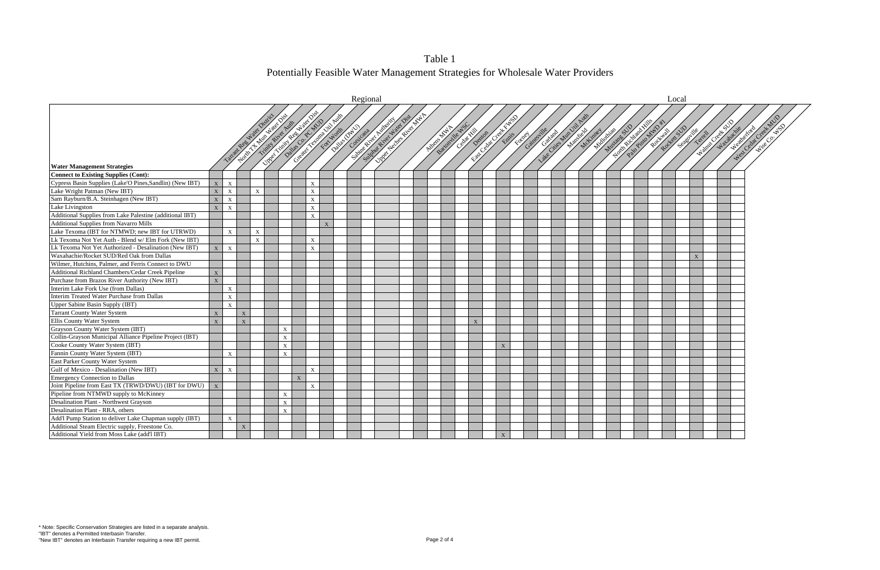# Table 1
## Potentially Feasible Water Management Strategies for Wholesale Water Providers

| Water Management Strategies | Regional | | | | | | | | | | | | Local | | | | | | | | | | | | | | | | | | | | | | | | |
|---|---|---|---|---|---|---|---|---|---|---|---|---|---|---|---|---|---|---|---|---|---|---|---|---|---|---|---|---|---|---|---|---|---|---|---|---|---|
| | Tarrant Reg Water District | North TX Mun Water Dist | Trinity River Auth | Upper Trinity Reg Water Dist | Dallas Co PC MUD | Greater Texoma Util Auth | Fort Worth | Dallas (DWU) | Corsicana | Sabine River Authority | Sulphur River Water Dist | Upper Neches River MWA | Athens MWA | Bartonville WSC | Cedar Hill | Denton | East Cedar Creek FWSD | Ennis | Forney | Gainesville | Garland | Lake Cities Mun Util Auth | Mansfield | McKinney | Midlothian | Mustang SUD | North Richland Hills | Palo Pinto MWD #1 | Rockwall | Rockett SUD | Seagoville | Terrell | Walnut Creek SUD | Waxahachie | Weatherford | West Cedar Creek MUD | Wise Co. WSD |
| **Connect to Existing Supplies (Cont):** | | | | | | | | | | | | | | | | | | | | | | | | | | | | | | | | | | | | | |
| Cypress Basin Supplies (Lake'O Pines,Sandlin) (New IBT) | X | X | | | | | | X | | | | | | | | | | | | | | | | | | | | | | | | | | | | | |
| Lake Wright Patman (New IBT) | X | X | | X | | | | X | | | | | | | | | | | | | | | | | | | | | | | | | | | | | |
| Sam Rayburn/B.A. Steinhagen (New IBT) | X | X | | | | | | X | | | | | | | | | | | | | | | | | | | | | | | | | | | | | |
| Lake Livingston | X | X | | | | | | X | | | | | | | | | | | | | | | | | | | | | | | | | | | | | |
| Additional Supplies from Lake Palestine (additional IBT) | | | | | | | | X | | | | | | | | | | | | | | | | | | | | | | | | | | | | | |
| Additional Supplies from Navarro Mills | | | | | | | | | X | | | | | | | | | | | | | | | | | | | | | | | | | | | | |
| Lake Texoma (IBT for NTMWD; new IBT for UTRWD) | | X | | X | | | | | | | | | | | | | | | | | | | | | | | | | | | | | | | | | |
| Lk Texoma Not Yet Auth - Blend w/ Elm Fork (New IBT) | | | | X | | | | X | | | | | | | | | | | | | | | | | | | | | | | | | | | | | |
| Lk Texoma Not Yet Authorized - Desalination (New IBT) | X | X | | | | | | X | | | | | | | | | | | | | | | | | | | | | | | | | | | | | |
| Waxahachie/Rocket SUD/Red Oak from Dallas | | | | | | | | | | | | | | | | | | | | | | | | | | | | | | | | | | X | | | |
| Wilmer, Hutchins, Palmer, and Ferris Connect to DWU | | | | | | | | | | | | | | | | | | | | | | | | | | | | | | | | | | | | | |
| Additional Richland Chambers/Cedar Creek Pipeline | X | | | | | | | | | | | | | | | | | | | | | | | | | | | | | | | | | | | | |
| Purchase from Brazos River Authority (New IBT) | X | | | | | | | | | | | | | | | | | | | | | | | | | | | | | | | | | | | | |
| Interim Lake Fork Use (from Dallas) | | X | | | | | | | | | | | | | | | | | | | | | | | | | | | | | | | | | | | |
| Interim Treated Water Purchase from Dallas | | X | | | | | | | | | | | | | | | | | | | | | | | | | | | | | | | | | | | |
| Upper Sabine Basin Supply (IBT) | | X | | | | | | | | | | | | | | | | | | | | | | | | | | | | | | | | | | | |
| Tarrant County Water System | X | | X | | | | | | | | | | | | | | | | | | | | | | | | | | | | | | | | | | |
| Ellis County Water System | X | | X | | | | | | | | | | | | | | | X | | | | | | | | | | | | | | | | | | | |
| Grayson County Water System (IBT) | | | | | | X | | | | | | | | | | | | | | | | | | | | | | | | | | | | | | | |
| Collin-Grayson Municipal Alliance Pipeline Project (IBT) | | | | | | X | | | | | | | | | | | | | | | | | | | | | | | | | | | | | | | |
| Cooke County Water System (IBT) | | | | | | X | | | | | | | | | | | | | | X | | | | | | | | | | | | | | | | | |
| Fannin County Water System (IBT) | | X | | | | X | | | | | | | | | | | | | | | | | | | | | | | | | | | | | | | |
| East Parker County Water System | | | | | | | | | | | | | | | | | | | | | | | | | | | | | | | | | | | | | |
| Gulf of Mexico - Desalination (New IBT) | X | X | | | | | | X | | | | | | | | | | | | | | | | | | | | | | | | | | | | | |
| Emergency Connection to Dallas | | | | | | | X | | | | | | | | | | | | | | | | | | | | | | | | | | | | | | |
| Joint Pipeline from East TX (TRWD/DWU) (IBT for DWU) | X | | | | | | | X | | | | | | | | | | | | | | | | | | | | | | | | | | | | | |
| Pipeline from NTMWD supply to McKinney | | | | | | X | | | | | | | | | | | | | | | | | | | | | | | | | | | | | | | |
| Desalination Plant - Northwest Grayson | | | | | | X | | | | | | | | | | | | | | | | | | | | | | | | | | | | | | | |
| Desalination Plant - RRA, others | | | | | | X | | | | | | | | | | | | | | | | | | | | | | | | | | | | | | | |
| Add'l Pump Station to deliver Lake Chapman supply (IBT) | | X | | | | | | | | | | | | | | | | | | | | | | | | | | | | | | | | | | | |
| Additional Steam Electric supply, Freestone Co. | | | X | | | | | | | | | | | | | | | | | | | | | | | | | | | | | | | | | | |
| Additional Yield from Moss Lake (add'l IBT) | | | | | | | | | | | | | | | | | | | | X | | | | | | | | | | | | | | | | | |

\* Note: Specific Conservation Strategies are listed in a separate analysis.
"IBT" denotes a Permitted Interbasin Transfer.
"New IBT" denotes an Interbasin Transfer requiring a new IBT permit.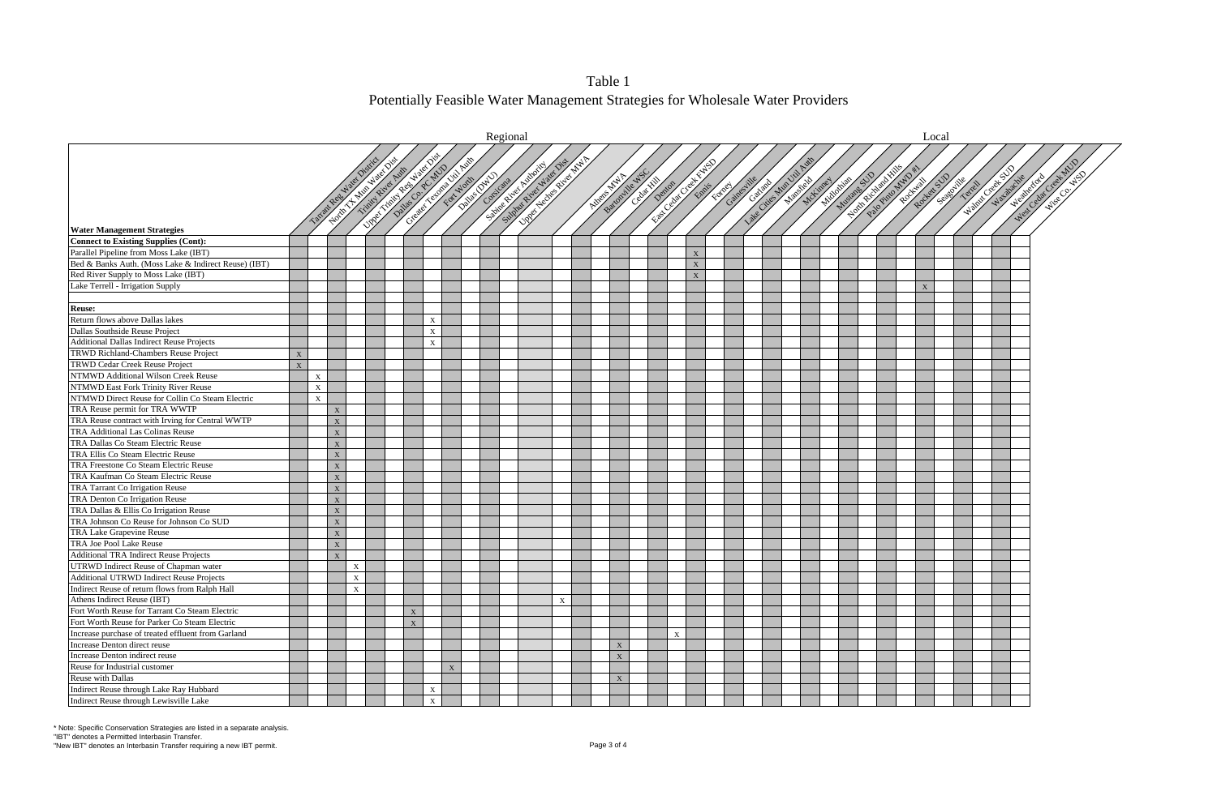# Table 1
## Potentially Feasible Water Management Strategies for Wholesale Water Providers

| Water Management Strategies | Regional | | | | | | | | | | | | Local | | | | | | | | | | | | | | | | | | | | | | | | |
|---|---|---|---|---|---|---|---|---|---|---|---|---|---|---|---|---|---|---|---|---|---|---|---|---|---|---|---|---|---|---|---|---|---|---|---|---|---|
| | Tarrant Reg Water District | North TX Mun Water Dist | Trinity River Auth | Upper Trinity Reg Water Dist | Dallas Co. PC MUD | Greater Texoma Util Auth | Fort Worth | Dallas (DWU) | Corsicana | Sabine River Authority | Sulphur River Water Dist | Upper Neches River MWA | Athens MWA | Bartonville WSC | Cedar Hill | Denton | East Cedar Creek FWSD | Ennis | Forney | Gainesville | Garland | Lake Cities Mun Util Auth | Mansfield | McKinney | Midlothian | Mustang SUD | North Richland Hills | Palo Pinto MWD #1 | Rockwall | Rockett SUD | Seagoville | Terrell | Walnut Creek SUD | Waxahachie | Weatherford | West Cedar Creek MUD | Wise Co. WSD |
| **Connect to Existing Supplies (Cont):** | | | | | | | | | | | | | | | | | | | | | | | | | | | | | | | | | | | | | |
| Parallel Pipeline from Moss Lake (IBT) | | | | | | | | | | | | | | | | | | | | X | | | | | | | | | | | | | | | | | |
| Bed & Banks Auth. (Moss Lake & Indirect Reuse) (IBT) | | | | | | | | | | | | | | | | | | | | X | | | | | | | | | | | | | | | | | |
| Red River Supply to Moss Lake (IBT) | | | | | | | | | | | | | | | | | | | | X | | | | | | | | | | | | | | | | | |
| Lake Terrell - Irrigation Supply | | | | | | | | | | | | | | | | | | | | | | | | | | | | | | | | X | | | | | |
| | | | | | | | | | | | | | | | | | | | | | | | | | | | | | | | | | | | | | |
| **Reuse:** | | | | | | | | | | | | | | | | | | | | | | | | | | | | | | | | | | | | | |
| Return flows above Dallas lakes | | | | | | | | X | | | | | | | | | | | | | | | | | | | | | | | | | | | | | |
| Dallas Southside Reuse Project | | | | | | | | X | | | | | | | | | | | | | | | | | | | | | | | | | | | | | |
| Additional Dallas Indirect Reuse Projects | | | | | | | | X | | | | | | | | | | | | | | | | | | | | | | | | | | | | | |
| TRWD Richland-Chambers Reuse Project | X | | | | | | | | | | | | | | | | | | | | | | | | | | | | | | | | | | | | |
| TRWD Cedar Creek Reuse Project | X | | | | | | | | | | | | | | | | | | | | | | | | | | | | | | | | | | | | |
| NTMWD Additional Wilson Creek Reuse | | X | | | | | | | | | | | | | | | | | | | | | | | | | | | | | | | | | | | |
| NTMWD East Fork Trinity River Reuse | | X | | | | | | | | | | | | | | | | | | | | | | | | | | | | | | | | | | | |
| NTMWD Direct Reuse for Collin Co Steam Electric | | X | | | | | | | | | | | | | | | | | | | | | | | | | | | | | | | | | | | |
| TRA Reuse permit for TRA WWTP | | | X | | | | | | | | | | | | | | | | | | | | | | | | | | | | | | | | | | |
| TRA Reuse contract with Irving for Central WWTP | | | X | | | | | | | | | | | | | | | | | | | | | | | | | | | | | | | | | | |
| TRA Additional Las Colinas Reuse | | | X | | | | | | | | | | | | | | | | | | | | | | | | | | | | | | | | | | |
| TRA Dallas Co Steam Electric Reuse | | | X | | | | | | | | | | | | | | | | | | | | | | | | | | | | | | | | | | |
| TRA Ellis Co Steam Electric Reuse | | | X | | | | | | | | | | | | | | | | | | | | | | | | | | | | | | | | | | |
| TRA Freestone Co Steam Electric Reuse | | | X | | | | | | | | | | | | | | | | | | | | | | | | | | | | | | | | | | |
| TRA Kaufman Co Steam Electric Reuse | | | X | | | | | | | | | | | | | | | | | | | | | | | | | | | | | | | | | | |
| TRA Tarrant Co Irrigation Reuse | | | X | | | | | | | | | | | | | | | | | | | | | | | | | | | | | | | | | | |
| TRA Denton Co Irrigation Reuse | | | X | | | | | | | | | | | | | | | | | | | | | | | | | | | | | | | | | | |
| TRA Dallas & Ellis Co Irrigation Reuse | | | X | | | | | | | | | | | | | | | | | | | | | | | | | | | | | | | | | | |
| TRA Johnson Co Reuse for Johnson Co SUD | | | X | | | | | | | | | | | | | | | | | | | | | | | | | | | | | | | | | | |
| TRA Lake Grapevine Reuse | | | X | | | | | | | | | | | | | | | | | | | | | | | | | | | | | | | | | | |
| TRA Joe Pool Lake Reuse | | | X | | | | | | | | | | | | | | | | | | | | | | | | | | | | | | | | | | |
| Additional TRA Indirect Reuse Projects | | | X | | | | | | | | | | | | | | | | | | | | | | | | | | | | | | | | | | |
| UTRWD Indirect Reuse of Chapman water | | | | X | | | | | | | | | | | | | | | | | | | | | | | | | | | | | | | | | |
| Additional UTRWD Indirect Reuse Projects | | | | X | | | | | | | | | | | | | | | | | | | | | | | | | | | | | | | | | |
| Indirect Reuse of return flows from Ralph Hall | | | | X | | | | | | | | | | | | | | | | | | | | | | | | | | | | | | | | | |
| Athens Indirect Reuse (IBT) | | | | | | | | | | | | | X | | | | | | | | | | | | | | | | | | | | | | | | |
| Fort Worth Reuse for Tarrant Co Steam Electric | | | | | | | X | | | | | | | | | | | | | | | | | | | | | | | | | | | | | | |
| Fort Worth Reuse for Parker Co Steam Electric | | | | | | | X | | | | | | | | | | | | | | | | | | | | | | | | | | | | | | |
| Increase purchase of treated effluent from Garland | | | | | | | | | | | | | | | | | | | X | | | | | | | | | | | | | | | | | | |
| Increase Denton direct reuse | | | | | | | | | | | | | | | | X | | | | | | | | | | | | | | | | | | | | | |
| Increase Denton indirect reuse | | | | | | | | | | | | | | | | X | | | | | | | | | | | | | | | | | | | | | |
| Reuse for Industrial customer | | | | | | | | | X | | | | | | | | | | | | | | | | | | | | | | | | | | | | |
| Reuse with Dallas | | | | | | | | | | | | | | | | X | | | | | | | | | | | | | | | | | | | | | |
| Indirect Reuse through Lake Ray Hubbard | | | | | | | | X | | | | | | | | | | | | | | | | | | | | | | | | | | | | | |
| Indirect Reuse through Lewisville Lake | | | | | | | | X | | | | | | | | | | | | | | | | | | | | | | | | | | | | | |

\* Note: Specific Conservation Strategies are listed in a separate analysis.
"IBT" denotes a Permitted Interbasin Transfer.
"New IBT" denotes an Interbasin Transfer requiring a new IBT permit.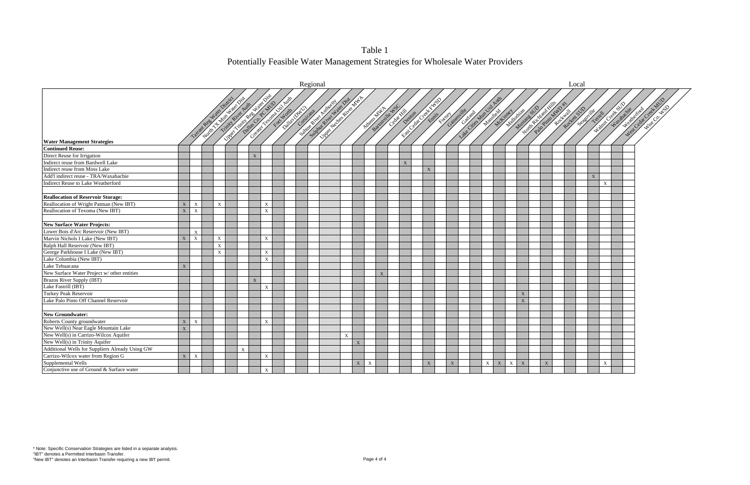# Table 1
## Potentially Feasible Water Management Strategies for Wholesale Water Providers

| | Regional | | | | | | | | | | | | Local | | | | | | | | | | | | | | | | | | | | | | | | |
|---|---|---|---|---|---|---|---|---|---|---|---|---|---|---|---|---|---|---|---|---|---|---|---|---|---|---|---|---|---|---|---|---|---|---|---|---|---|
| **Water Management Strategies** | Tarrant Reg Water District | North TX Mun Water Dist | Trinity River Auth | Upper Trinity Reg Water Dist | Dallas Co. PC MUD | Greater Texoma Util Auth | Fort Worth | Dallas (DWU) | Corsicana | Sabine River Authority | Sulphur River Water Dist | Upper Neches River MWA | Athens MWA | Bartonville WSC | Cedar Hill | Denton | East Cedar Creek FWSD | Ennis | Forney | Gainesville | Garland | Lake Cities Mun Util Auth | Mansfield | McKinney | Midlothian | Mustang SUD | North Richland Hills | Palo Pinto MWD #1 | Rockwall | Rockett SUD | Seagoville | Terrell | Walnut Creek SUD | Waxahachie | Weatherford | West Cedar Creek MUD | Wise Co. WSD |
| **Continued Reuse:** | | | | | | | | | | | | | | | | | | | | | | | | | | | | | | | | | | | | | |
| Direct Reuse for Irrigation | | | | | | | X | | | | | | | | | | | | | | | | | | | | | | | | | | | | | | |
| Indirect reuse from Bardwell Lake | | | | | | | | | | | | | | | | | | X | | | | | | | | | | | | | | | | | | | |
| Indirect reuse from Moss Lake | | | | | | | | | | | | | | | | | | | | X | | | | | | | | | | | | | | | | | |
| Add'l indirect reuse - TRA/Waxahachie | | | | | | | | | | | | | | | | | | | | | | | | | | | | | | | | | | X | | | |
| Indirect Reuse to Lake Weatherford | | | | | | | | | | | | | | | | | | | | | | | | | | | | | | | | | | | X | | |
| | | | | | | | | | | | | | | | | | | | | | | | | | | | | | | | | | | | | | |
| **Reallocation of Reservoir Storage:** | | | | | | | | | | | | | | | | | | | | | | | | | | | | | | | | | | | | | |
| Reallocation of Wright Patman (New IBT) | X | X | | X | | | | X | | | | | | | | | | | | | | | | | | | | | | | | | | | | | |
| Reallocation of Texoma (New IBT) | X | X | | | | | | X | | | | | | | | | | | | | | | | | | | | | | | | | | | | | |
| | | | | | | | | | | | | | | | | | | | | | | | | | | | | | | | | | | | | | |
| **New Surface Water Projects:** | | | | | | | | | | | | | | | | | | | | | | | | | | | | | | | | | | | | | |
| Lower Bois d'Arc Reservoir (New IBT) | | X | | | | | | | | | | | | | | | | | | | | | | | | | | | | | | | | | | | |
| Marvin Nichols I Lake (New IBT) | X | X | | X | | | | X | | | | | | | | | | | | | | | | | | | | | | | | | | | | | |
| Ralph Hall Reservoir (New IBT) | | | | X | | | | | | | | | | | | | | | | | | | | | | | | | | | | | | | | | |
| George Parkhouse I Lake (New IBT) | | | | X | | | | X | | | | | | | | | | | | | | | | | | | | | | | | | | | | | |
| Lake Columbia (New IBT) | | | | | | | | X | | | | | | | | | | | | | | | | | | | | | | | | | | | | | |
| Lake Tehuacana | X | | | | | | | | | | | | | | | | | | | | | | | | | | | | | | | | | | | | |
| New Surface Water Project w/ other entities | | | | | | | | | | | | | | | | X | | | | | | | | | | | | | | | | | | | | | |
| Brazos River Supply (IBT) | | | | | | | X | | | | | | | | | | | | | | | | | | | | | | | | | | | | | | |
| Lake Fastrill (IBT) | | | | | | | | X | | | | | | | | | | | | | | | | | | | | | | | | | | | | | |
| Turkey Peak Reservoir | | | | | | | | | | | | | | | | | | | | | | | | | | | | X | | | | | | | | | |
| Lake Palo Pinto Off Channel Reservoir | | | | | | | | | | | | | | | | | | | | | | | | | | | | X | | | | | | | | | |
| | | | | | | | | | | | | | | | | | | | | | | | | | | | | | | | | | | | | | |
| **New Groundwater:** | | | | | | | | | | | | | | | | | | | | | | | | | | | | | | | | | | | | | |
| Roberts County groundwater | X | X | | | | | | X | | | | | | | | | | | | | | | | | | | | | | | | | | | | | |
| New Well(s) Near Eagle Mountain Lake | X | | | | | | | | | | | | | | | | | | | | | | | | | | | | | | | | | | | | |
| New Well(s) in Carrizo-Wilcox Aquifer | | | | | | | | | | | | | X | | | | | | | | | | | | | | | | | | | | | | | | |
| New Well(s) in Trinity Aquifer | | | | | | | | | | | | | | X | | | | | | | | | | | | | | | | | | | | | | | |
| Additional Wells for Suppliers Already Using GW | | | | | | X | | | | | | | | | | | | | | | | | | | | | | | | | | | | | | | |
| Carrizo-Wilcox water from Region G | X | X | | | | | | X | | | | | | | | | | | | | | | | | | | | | | | | | | | | | |
| Supplemental Wells | | | | | | | | | | | | | | X | X | | | | | X | | X | | | X | X | X | X | | X | | | | | X | | |
| Conjunctive use of Ground & Surface water | | | | | | | | X | | | | | | | | | | | | | | | | | | | | | | | | | | | | | |

* Note: Specific Conservation Strategies are listed in a separate analysis.
"IBT" denotes a Permitted Interbasin Transfer.
"New IBT" denotes an Interbasin Transfer requiring a new IBT permit.